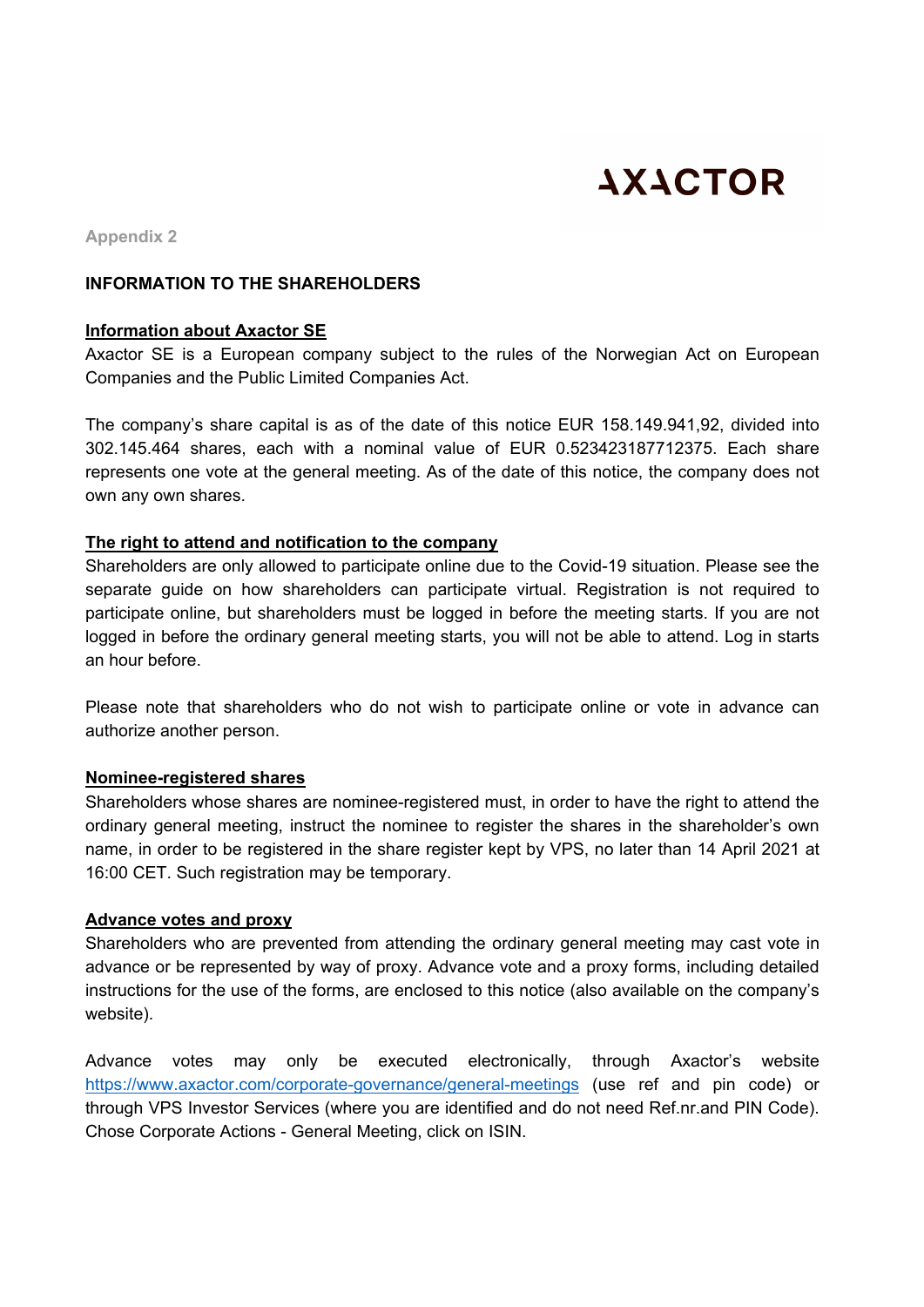AXACTOR

Appendix 2

**INFORMATION TO THE SHAREHOLDERS**

**Information about Axactor SE**

Axactor SE is a European company subject to the rules of the Norwegian Act on European Companies and the Public Limited Companies Act.

The company's share capital is as of the date of this notice EUR 158.149.941,92, divided into 302.145.464 shares, each with a nominal value of EUR 0.523423187712375. Each share represents one vote at the general meeting. As of the date of this notice, the company does not own any own shares.

**The right to attend and notification to the company**

Shareholders are only allowed to participate online due to the Covid-19 situation. Please see the separate guide on how shareholders can participate virtual. Registration is not required to participate online, but shareholders must be logged in before the meeting starts. If you are not logged in before the ordinary general meeting starts, you will not be able to attend. Log in starts an hour before.

Please note that shareholders who do not wish to participate online or vote in advance can authorize another person.

**Nominee-registered shares**

Shareholders whose shares are nominee-registered must, in order to have the right to attend the ordinary general meeting, instruct the nominee to register the shares in the shareholder's own name, in order to be registered in the share register kept by VPS, no later than 14 April 2021 at 16:00 CET. Such registration may be temporary.

**Advance votes and proxy**

Shareholders who are prevented from attending the ordinary general meeting may cast vote in advance or be represented by way of proxy. Advance vote and a proxy forms, including detailed instructions for the use of the forms, are enclosed to this notice (also available on the company's website).

Advance votes may only be executed electronically, through Axactor's website https://www.axactor.com/corporate-governance/general-meetings (use ref and pin code) or through VPS Investor Services (where you are identified and do not need Ref.nr.and PIN Code). Chose Corporate Actions - General Meeting, click on ISIN.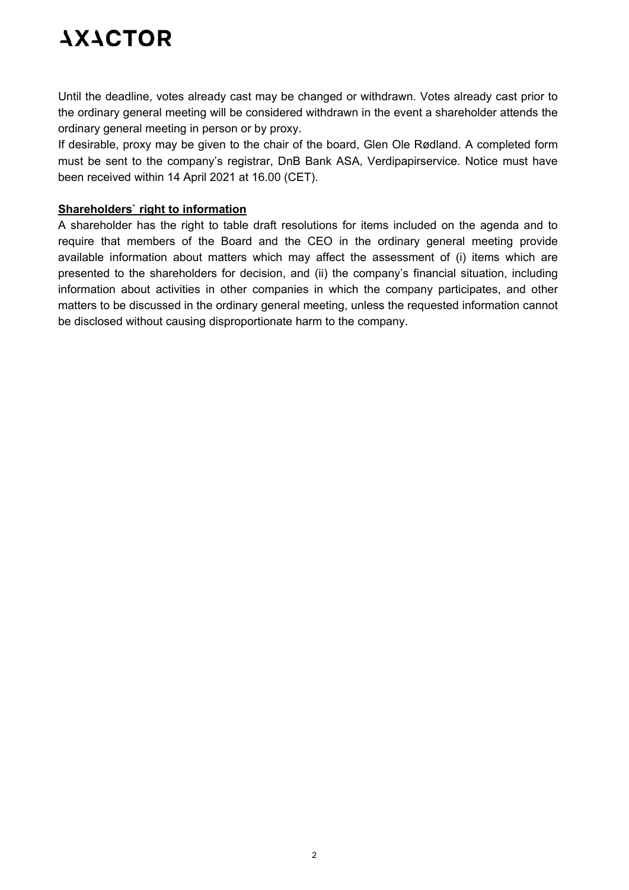Until the deadline, votes already cast may be changed or withdrawn. Votes already cast prior to the ordinary general meeting will be considered withdrawn in the event a shareholder attends the ordinary general meeting in person or by proxy.

If desirable, proxy may be given to the chair of the board, Glen Ole Rødland. A completed form must be sent to the company's registrar, DnB Bank ASA, Verdipapirservice. Notice must have been received within 14 April 2021 at 16.00 (CET).

**Shareholders` right to information**

A shareholder has the right to table draft resolutions for items included on the agenda and to require that members of the Board and the CEO in the ordinary general meeting provide available information about matters which may affect the assessment of (i) items which are presented to the shareholders for decision, and (ii) the company's financial situation, including information about activities in other companies in which the company participates, and other matters to be discussed in the ordinary general meeting, unless the requested information cannot be disclosed without causing disproportionate harm to the company.